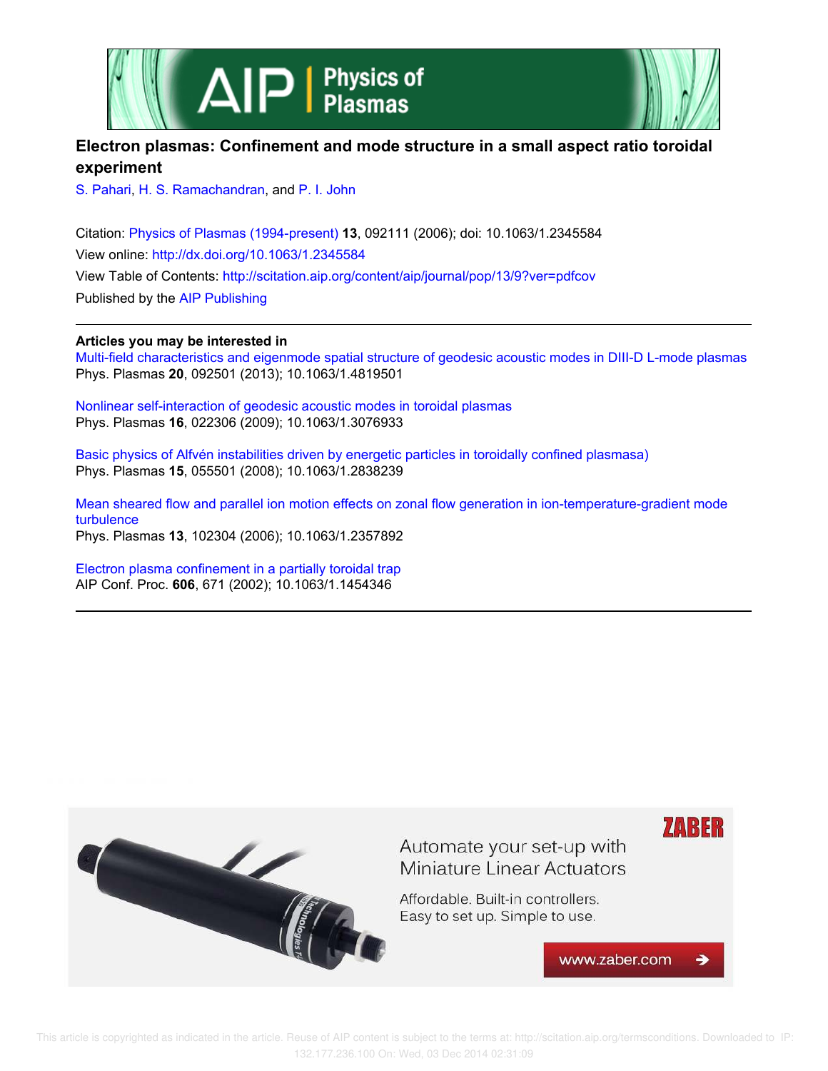# Electron plasmas: Confinement and mode structure in a small aspect ratio toroidal experiment

S. Pahari, H. S. Ramachandran, and P. I. John

Citation: Physics of Plasmas (1994-present) **13**, 092111 (2006); doi: 10.1063/1.2345584

View online: http://dx.doi.org/10.1063/1.2345584

View Table of Contents: http://scitation.aip.org/content/aip/journal/pop/13/9?ver=pdfcov

Published by the AIP Publishing

---

**Articles you may be interested in**

Multi-field characteristics and eigenmode spatial structure of geodesic acoustic modes in DIII-D L-mode plasmas
Phys. Plasmas **20**, 092501 (2013); 10.1063/1.4819501

Nonlinear self-interaction of geodesic acoustic modes in toroidal plasmas
Phys. Plasmas **16**, 022306 (2009); 10.1063/1.3076933

Basic physics of Alfvén instabilities driven by energetic particles in toroidally confined plasmasa)
Phys. Plasmas **15**, 055501 (2008); 10.1063/1.2838239

Mean sheared flow and parallel ion motion effects on zonal flow generation in ion-temperature-gradient mode turbulence
Phys. Plasmas **13**, 102304 (2006); 10.1063/1.2357892

Electron plasma confinement in a partially toroidal trap
AIP Conf. Proc. **606**, 671 (2002); 10.1063/1.1454346

---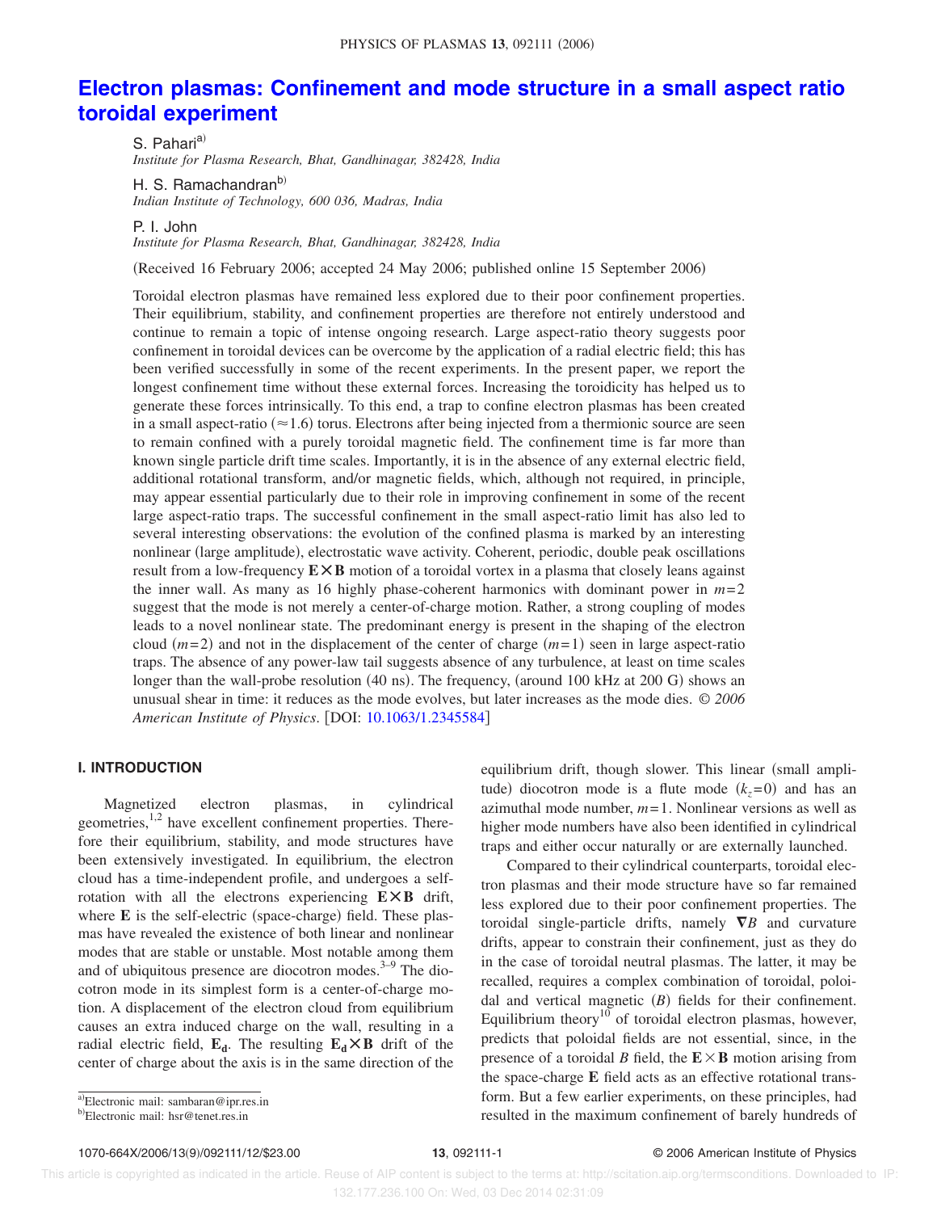# Electron plasmas: Confinement and mode structure in a small aspect ratio toroidal experiment

S. Pahari[a)]
*Institute for Plasma Research, Bhat, Gandhinagar, 382428, India*

H. S. Ramachandran[b)]
*Indian Institute of Technology, 600 036, Madras, India*

P. I. John
*Institute for Plasma Research, Bhat, Gandhinagar, 382428, India*

(Received 16 February 2006; accepted 24 May 2006; published online 15 September 2006)

Toroidal electron plasmas have remained less explored due to their poor confinement properties. Their equilibrium, stability, and confinement properties are therefore not entirely understood and continue to remain a topic of intense ongoing research. Large aspect-ratio theory suggests poor confinement in toroidal devices can be overcome by the application of a radial electric field; this has been verified successfully in some of the recent experiments. In the present paper, we report the longest confinement time without these external forces. Increasing the toroidicity has helped us to generate these forces intrinsically. To this end, a trap to confine electron plasmas has been created in a small aspect-ratio ($\approx 1.6$) torus. Electrons after being injected from a thermionic source are seen to remain confined with a purely toroidal magnetic field. The confinement time is far more than known single particle drift time scales. Importantly, it is in the absence of any external electric field, additional rotational transform, and/or magnetic fields, which, although not required, in principle, may appear essential particularly due to their role in improving confinement in some of the recent large aspect-ratio traps. The successful confinement in the small aspect-ratio limit has also led to several interesting observations: the evolution of the confined plasma is marked by an interesting nonlinear (large amplitude), electrostatic wave activity. Coherent, periodic, double peak oscillations result from a low-frequency $\mathbf{E}\times\mathbf{B}$ motion of a toroidal vortex in a plasma that closely leans against the inner wall. As many as 16 highly phase-coherent harmonics with dominant power in $m=2$ suggest that the mode is not merely a center-of-charge motion. Rather, a strong coupling of modes leads to a novel nonlinear state. The predominant energy is present in the shaping of the electron cloud ($m=2$) and not in the displacement of the center of charge ($m=1$) seen in large aspect-ratio traps. The absence of any power-law tail suggests absence of any turbulence, at least on time scales longer than the wall-probe resolution (40 ns). The frequency, (around 100 kHz at 200 G) shows an unusual shear in time: it reduces as the mode evolves, but later increases as the mode dies. © *2006 American Institute of Physics*. [DOI: 10.1063/1.2345584]

## I. INTRODUCTION

Magnetized electron plasmas, in cylindrical geometries,[1,2] have excellent confinement properties. Therefore their equilibrium, stability, and mode structures have been extensively investigated. In equilibrium, the electron cloud has a time-independent profile, and undergoes a self-rotation with all the electrons experiencing $\mathbf{E}\times\mathbf{B}$ drift, where $\mathbf{E}$ is the self-electric (space-charge) field. These plasmas have revealed the existence of both linear and nonlinear modes that are stable or unstable. Most notable among them and of ubiquitous presence are diocotron modes.[3–9] The diocotron mode in its simplest form is a center-of-charge motion. A displacement of the electron cloud from equilibrium causes an extra induced charge on the wall, resulting in a radial electric field, $\mathbf{E_d}$. The resulting $\mathbf{E_d}\times\mathbf{B}$ drift of the center of charge about the axis is in the same direction of the equilibrium drift, though slower. This linear (small amplitude) diocotron mode is a flute mode ($k_z=0$) and has an azimuthal mode number, $m=1$. Nonlinear versions as well as higher mode numbers have also been identified in cylindrical traps and either occur naturally or are externally launched.

Compared to their cylindrical counterparts, toroidal electron plasmas and their mode structure have so far remained less explored due to their poor confinement properties. The toroidal single-particle drifts, namely $\nabla B$ and curvature drifts, appear to constrain their confinement, just as they do in the case of toroidal neutral plasmas. The latter, it may be recalled, requires a complex combination of toroidal, poloidal and vertical magnetic ($B$) fields for their confinement. Equilibrium theory[10] of toroidal electron plasmas, however, predicts that poloidal fields are not essential, since, in the presence of a toroidal $B$ field, the $\mathbf{E}\times\mathbf{B}$ motion arising from the space-charge $\mathbf{E}$ field acts as an effective rotational transform. But a few earlier experiments, on these principles, had resulted in the maximum confinement of barely hundreds of

[a)]Electronic mail: sambaran@ipr.res.in
[b)]Electronic mail: hsr@tenet.res.in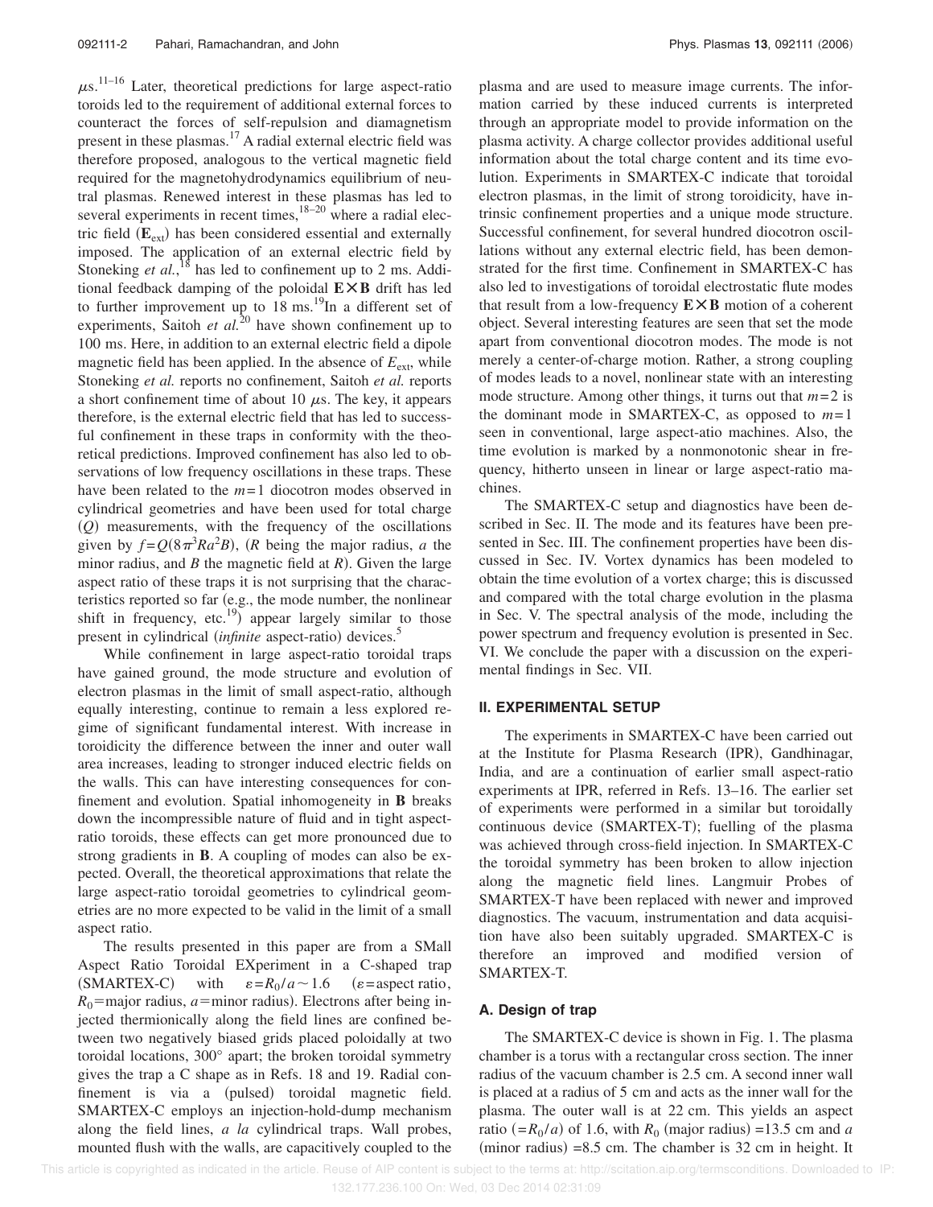μs.[11–16] Later, theoretical predictions for large aspect-ratio toroids led to the requirement of additional external forces to counteract the forces of self-repulsion and diamagnetism present in these plasmas.[17] A radial external electric field was therefore proposed, analogous to the vertical magnetic field required for the magnetohydrodynamics equilibrium of neutral plasmas. Renewed interest in these plasmas has led to several experiments in recent times,[18–20] where a radial electric field ($\mathbf{E}_{\text{ext}}$) has been considered essential and externally imposed. The application of an external electric field by Stoneking *et al.*,[18] has led to confinement up to 2 ms. Additional feedback damping of the poloidal $\mathbf{E}\times\mathbf{B}$ drift has led to further improvement up to 18 ms.[19] In a different set of experiments, Saitoh *et al.*[20] have shown confinement up to 100 ms. Here, in addition to an external electric field a dipole magnetic field has been applied. In the absence of $E_{\text{ext}}$, while Stoneking *et al.* reports no confinement, Saitoh *et al.* reports a short confinement time of about 10 μs. The key, it appears therefore, is the external electric field that has led to successful confinement in these traps in conformity with the theoretical predictions. Improved confinement has also led to observations of low frequency oscillations in these traps. These have been related to the $m=1$ diocotron modes observed in cylindrical geometries and have been used for total charge ($Q$) measurements, with the frequency of the oscillations given by $f=Q(8\pi^3 Ra^2 B)$, ($R$ being the major radius, $a$ the minor radius, and $B$ the magnetic field at $R$). Given the large aspect ratio of these traps it is not surprising that the characteristics reported so far (e.g., the mode number, the nonlinear shift in frequency, etc.[19]) appear largely similar to those present in cylindrical (*infinite* aspect-ratio) devices.[5]

While confinement in large aspect-ratio toroidal traps have gained ground, the mode structure and evolution of electron plasmas in the limit of small aspect-ratio, although equally interesting, continue to remain a less explored regime of significant fundamental interest. With increase in toroidicity the difference between the inner and outer wall area increases, leading to stronger induced electric fields on the walls. This can have interesting consequences for confinement and evolution. Spatial inhomogeneity in **B** breaks down the incompressible nature of fluid and in tight aspect-ratio toroids, these effects can get more pronounced due to strong gradients in **B**. A coupling of modes can also be expected. Overall, the theoretical approximations that relate the large aspect-ratio toroidal geometries to cylindrical geometries are no more expected to be valid in the limit of a small aspect ratio.

The results presented in this paper are from a SMall Aspect Ratio Toroidal EXperiment in a C-shaped trap (SMARTEX-C) with $\varepsilon=R_0/a\sim 1.6$ ($\varepsilon$=aspect ratio, $R_0$=major radius, $a$=minor radius). Electrons after being injected thermionically along the field lines are confined between two negatively biased grids placed poloidally at two toroidal locations, 300° apart; the broken toroidal symmetry gives the trap a C shape as in Refs. 18 and 19. Radial confinement is via a (pulsed) toroidal magnetic field. SMARTEX-C employs an injection-hold-dump mechanism along the field lines, *a la* cylindrical traps. Wall probes, mounted flush with the walls, are capacitively coupled to the plasma and are used to measure image currents. The information carried by these induced currents is interpreted through an appropriate model to provide information on the plasma activity. A charge collector provides additional useful information about the total charge content and its time evolution. Experiments in SMARTEX-C indicate that toroidal electron plasmas, in the limit of strong toroidicity, have intrinsic confinement properties and a unique mode structure. Successful confinement, for several hundred diocotron oscillations without any external electric field, has been demonstrated for the first time. Confinement in SMARTEX-C has also led to investigations of toroidal electrostatic flute modes that result from a low-frequency $\mathbf{E}\times\mathbf{B}$ motion of a coherent object. Several interesting features are seen that set the mode apart from conventional diocotron modes. The mode is not merely a center-of-charge motion. Rather, a strong coupling of modes leads to a novel, nonlinear state with an interesting mode structure. Among other things, it turns out that $m=2$ is the dominant mode in SMARTEX-C, as opposed to $m=1$ seen in conventional, large aspect-atio machines. Also, the time evolution is marked by a nonmonotonic shear in frequency, hitherto unseen in linear or large aspect-ratio machines.

The SMARTEX-C setup and diagnostics have been described in Sec. II. The mode and its features have been presented in Sec. III. The confinement properties have been discussed in Sec. IV. Vortex dynamics has been modeled to obtain the time evolution of a vortex charge; this is discussed and compared with the total charge evolution in the plasma in Sec. V. The spectral analysis of the mode, including the power spectrum and frequency evolution is presented in Sec. VI. We conclude the paper with a discussion on the experimental findings in Sec. VII.

## II. EXPERIMENTAL SETUP

The experiments in SMARTEX-C have been carried out at the Institute for Plasma Research (IPR), Gandhinagar, India, and are a continuation of earlier small aspect-ratio experiments at IPR, referred in Refs. 13–16. The earlier set of experiments were performed in a similar but toroidally continuous device (SMARTEX-T); fuelling of the plasma was achieved through cross-field injection. In SMARTEX-C the toroidal symmetry has been broken to allow injection along the magnetic field lines. Langmuir Probes of SMARTEX-T have been replaced with newer and improved diagnostics. The vacuum, instrumentation and data acquisition have also been suitably upgraded. SMARTEX-C is therefore an improved and modified version of SMARTEX-T.

### A. Design of trap

The SMARTEX-C device is shown in Fig. 1. The plasma chamber is a torus with a rectangular cross section. The inner radius of the vacuum chamber is 2.5 cm. A second inner wall is placed at a radius of 5 cm and acts as the inner wall for the plasma. The outer wall is at 22 cm. This yields an aspect ratio ($=R_0/a$) of 1.6, with $R_0$ (major radius) =13.5 cm and $a$ (minor radius) =8.5 cm. The chamber is 32 cm in height. It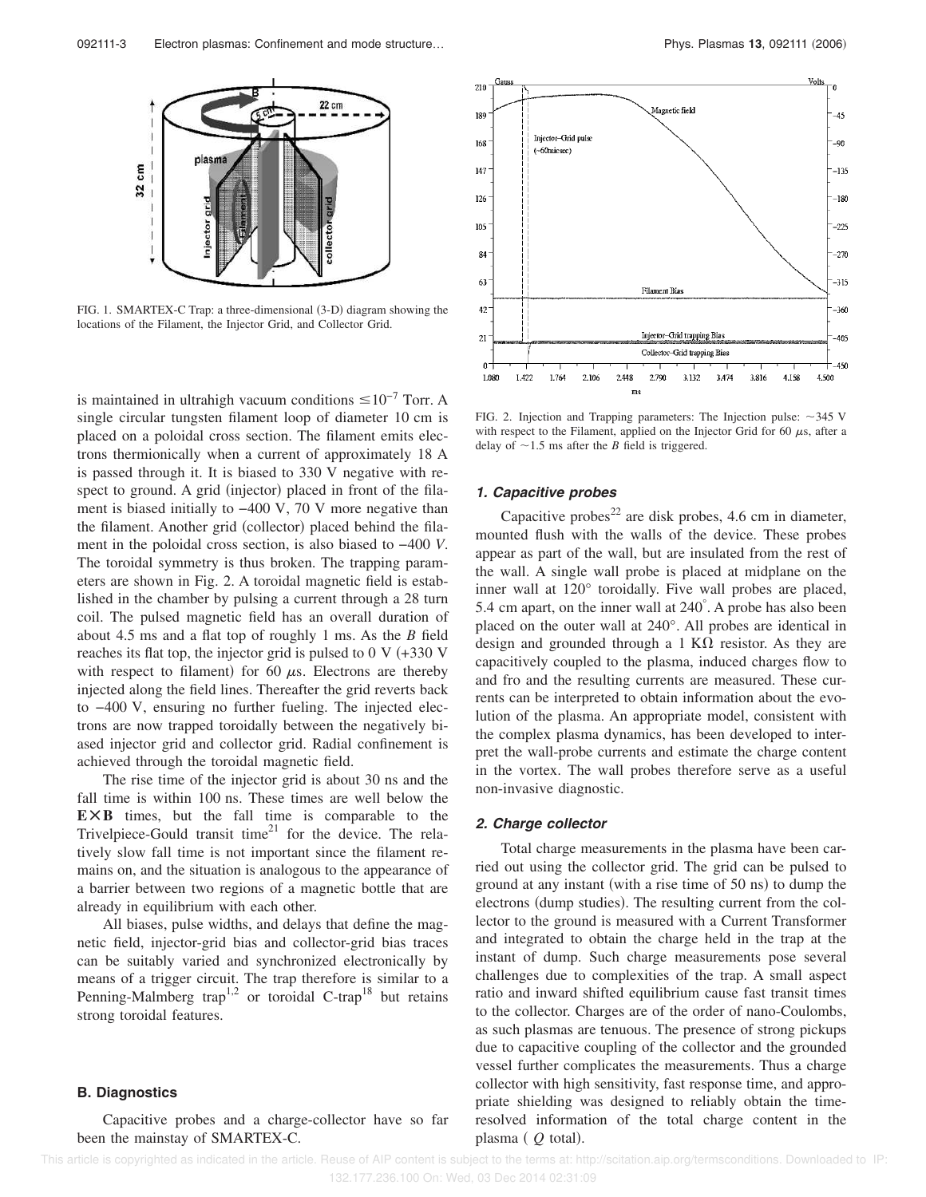FIG. 1. SMARTEX-C Trap: a three-dimensional (3-D) diagram showing the locations of the Filament, the Injector Grid, and Collector Grid.

is maintained in ultrahigh vacuum conditions $\leq 10^{-7}$ Torr. A single circular tungsten filament loop of diameter 10 cm is placed on a poloidal cross section. The filament emits electrons thermionically when a current of approximately 18 A is passed through it. It is biased to 330 V negative with respect to ground. A grid (injector) placed in front of the filament is biased initially to −400 V, 70 V more negative than the filament. Another grid (collector) placed behind the filament in the poloidal cross section, is also biased to −400 *V*. The toroidal symmetry is thus broken. The trapping parameters are shown in Fig. 2. A toroidal magnetic field is established in the chamber by pulsing a current through a 28 turn coil. The pulsed magnetic field has an overall duration of about 4.5 ms and a flat top of roughly 1 ms. As the *B* field reaches its flat top, the injector grid is pulsed to 0 V (+330 V with respect to filament) for 60 $\mu$s. Electrons are thereby injected along the field lines. Thereafter the grid reverts back to −400 V, ensuring no further fueling. The injected electrons are now trapped toroidally between the negatively biased injector grid and collector grid. Radial confinement is achieved through the toroidal magnetic field.

The rise time of the injector grid is about 30 ns and the fall time is within 100 ns. These times are well below the $\mathbf{E}\times\mathbf{B}$ times, but the fall time is comparable to the Trivelpiece-Gould transit time[21] for the device. The relatively slow fall time is not important since the filament remains on, and the situation is analogous to the appearance of a barrier between two regions of a magnetic bottle that are already in equilibrium with each other.

All biases, pulse widths, and delays that define the magnetic field, injector-grid bias and collector-grid bias traces can be suitably varied and synchronized electronically by means of a trigger circuit. The trap therefore is similar to a Penning-Malmberg trap[1,2] or toroidal C-trap[18] but retains strong toroidal features.

### B. Diagnostics

Capacitive probes and a charge-collector have so far been the mainstay of SMARTEX-C.

FIG. 2. Injection and Trapping parameters: The Injection pulse: ~345 V with respect to the Filament, applied on the Injector Grid for 60 $\mu$s, after a delay of ~1.5 ms after the *B* field is triggered.

#### 1. Capacitive probes

Capacitive probes[22] are disk probes, 4.6 cm in diameter, mounted flush with the walls of the device. These probes appear as part of the wall, but are insulated from the rest of the wall. A single wall probe is placed at midplane on the inner wall at 120° toroidally. Five wall probes are placed, 5.4 cm apart, on the inner wall at 240°. A probe has also been placed on the outer wall at 240°. All probes are identical in design and grounded through a 1 K$\Omega$ resistor. As they are capacitively coupled to the plasma, induced charges flow to and fro and the resulting currents are measured. These currents can be interpreted to obtain information about the evolution of the plasma. An appropriate model, consistent with the complex plasma dynamics, has been developed to interpret the wall-probe currents and estimate the charge content in the vortex. The wall probes therefore serve as a useful non-invasive diagnostic.

#### 2. Charge collector

Total charge measurements in the plasma have been carried out using the collector grid. The grid can be pulsed to ground at any instant (with a rise time of 50 ns) to dump the electrons (dump studies). The resulting current from the collector to the ground is measured with a Current Transformer and integrated to obtain the charge held in the trap at the instant of dump. Such charge measurements pose several challenges due to complexities of the trap. A small aspect ratio and inward shifted equilibrium cause fast transit times to the collector. Charges are of the order of nano-Coulombs, as such plasmas are tenuous. The presence of strong pickups due to capacitive coupling of the collector and the grounded vessel further complicates the measurements. Thus a charge collector with high sensitivity, fast response time, and appropriate shielding was designed to reliably obtain the time-resolved information of the total charge content in the plasma ( $Q$ total).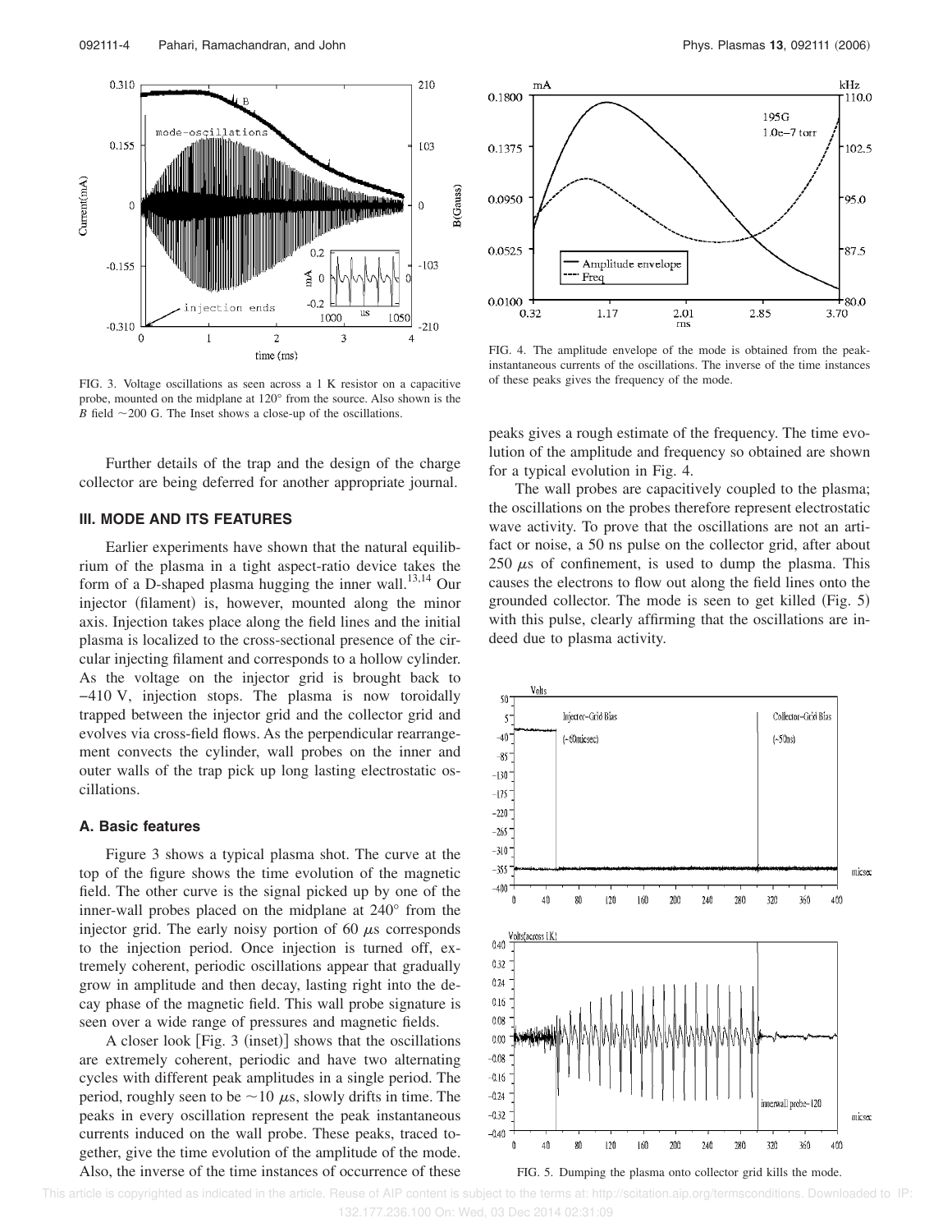FIG. 3. Voltage oscillations as seen across a 1 K resistor on a capacitive probe, mounted on the midplane at 120° from the source. Also shown is the $B$ field ~200 G. The Inset shows a close-up of the oscillations.

Further details of the trap and the design of the charge collector are being deferred for another appropriate journal.

## III. MODE AND ITS FEATURES

Earlier experiments have shown that the natural equilibrium of the plasma in a tight aspect-ratio device takes the form of a D-shaped plasma hugging the inner wall.[13,14] Our injector (filament) is, however, mounted along the minor axis. Injection takes place along the field lines and the initial plasma is localized to the cross-sectional presence of the circular injecting filament and corresponds to a hollow cylinder. As the voltage on the injector grid is brought back to −410 V, injection stops. The plasma is now toroidally trapped between the injector grid and the collector grid and evolves via cross-field flows. As the perpendicular rearrangement convects the cylinder, wall probes on the inner and outer walls of the trap pick up long lasting electrostatic oscillations.

### A. Basic features

Figure 3 shows a typical plasma shot. The curve at the top of the figure shows the time evolution of the magnetic field. The other curve is the signal picked up by one of the inner-wall probes placed on the midplane at 240° from the injector grid. The early noisy portion of 60 $\mu$s corresponds to the injection period. Once injection is turned off, extremely coherent, periodic oscillations appear that gradually grow in amplitude and then decay, lasting right into the decay phase of the magnetic field. This wall probe signature is seen over a wide range of pressures and magnetic fields.

A closer look [Fig. 3 (inset)] shows that the oscillations are extremely coherent, periodic and have two alternating cycles with different peak amplitudes in a single period. The period, roughly seen to be ~10 $\mu$s, slowly drifts in time. The peaks in every oscillation represent the peak instantaneous currents induced on the wall probe. These peaks, traced together, give the time evolution of the amplitude of the mode. Also, the inverse of the time instances of occurrence of these peaks gives a rough estimate of the frequency. The time evolution of the amplitude and frequency so obtained are shown for a typical evolution in Fig. 4.

FIG. 4. The amplitude envelope of the mode is obtained from the peak-instantaneous currents of the oscillations. The inverse of the time instances of these peaks gives the frequency of the mode.

The wall probes are capacitively coupled to the plasma; the oscillations on the probes therefore represent electrostatic wave activity. To prove that the oscillations are not an artifact or noise, a 50 ns pulse on the collector grid, after about 250 $\mu$s of confinement, is used to dump the plasma. This causes the electrons to flow out along the field lines onto the grounded collector. The mode is seen to get killed (Fig. 5) with this pulse, clearly affirming that the oscillations are indeed due to plasma activity.

FIG. 5. Dumping the plasma onto collector grid kills the mode.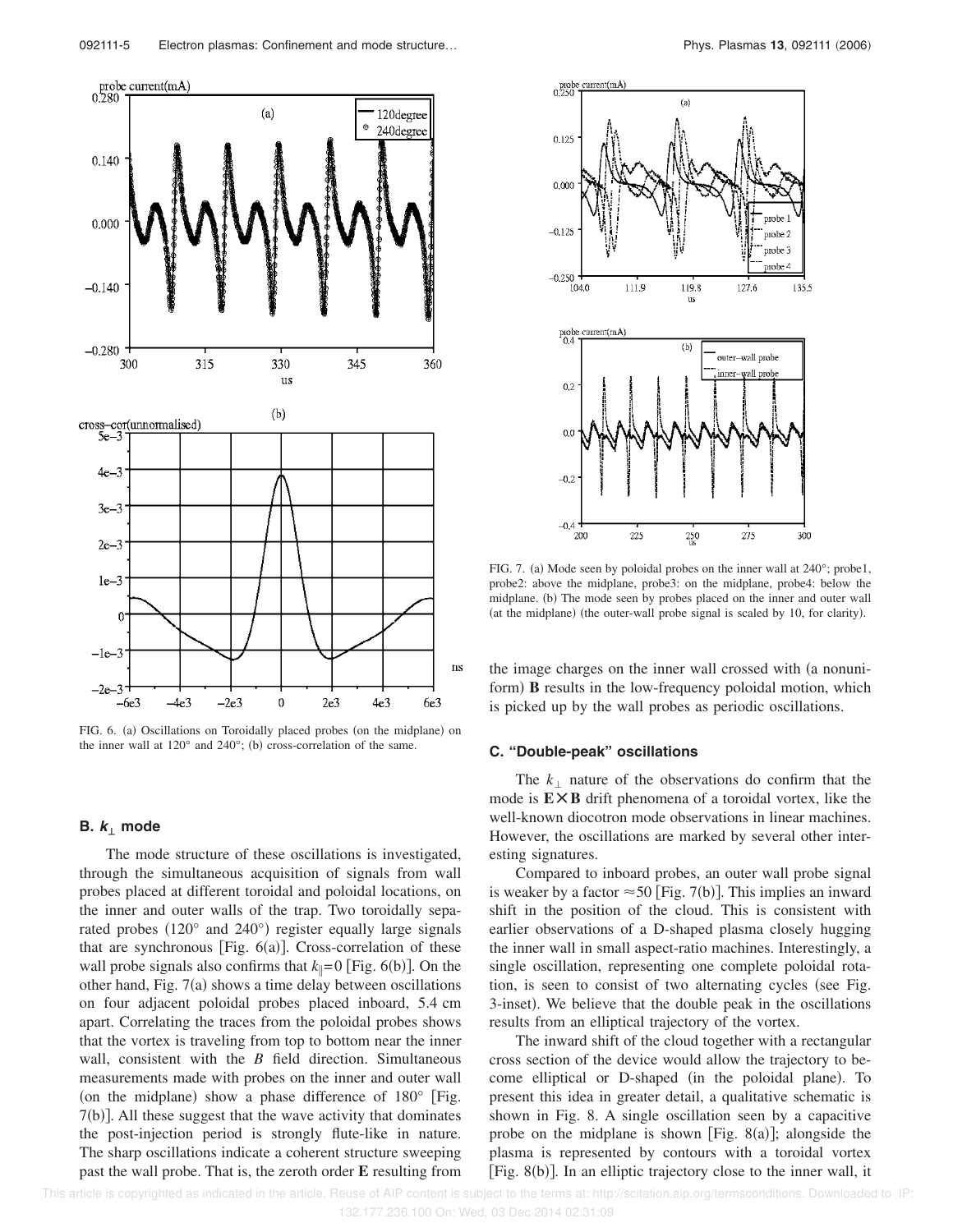FIG. 6. (a) Oscillations on Toroidally placed probes (on the midplane) on the inner wall at 120° and 240°; (b) cross-correlation of the same.

FIG. 7. (a) Mode seen by poloidal probes on the inner wall at 240°; probe1, probe2: above the midplane, probe3: on the midplane, probe4: below the midplane. (b) The mode seen by probes placed on the inner and outer wall (at the midplane) (the outer-wall probe signal is scaled by 10, for clarity).

### B. $k_\perp$ mode

The mode structure of these oscillations is investigated, through the simultaneous acquisition of signals from wall probes placed at different toroidal and poloidal locations, on the inner and outer walls of the trap. Two toroidally separated probes (120° and 240°) register equally large signals that are synchronous [Fig. 6(a)]. Cross-correlation of these wall probe signals also confirms that $k_\parallel = 0$ [Fig. 6(b)]. On the other hand, Fig. 7(a) shows a time delay between oscillations on four adjacent poloidal probes placed inboard, 5.4 cm apart. Correlating the traces from the poloidal probes shows that the vortex is traveling from top to bottom near the inner wall, consistent with the $B$ field direction. Simultaneous measurements made with probes on the inner and outer wall (on the midplane) show a phase difference of 180° [Fig. 7(b)]. All these suggest that the wave activity that dominates the post-injection period is strongly flute-like in nature. The sharp oscillations indicate a coherent structure sweeping past the wall probe. That is, the zeroth order **E** resulting from the image charges on the inner wall crossed with (a nonuniform) **B** results in the low-frequency poloidal motion, which is picked up by the wall probes as periodic oscillations.

### C. "Double-peak" oscillations

The $k_\perp$ nature of the observations do confirm that the mode is **E**×**B** drift phenomena of a toroidal vortex, like the well-known diocotron mode observations in linear machines. However, the oscillations are marked by several other interesting signatures.

Compared to inboard probes, an outer wall probe signal is weaker by a factor ≈50 [Fig. 7(b)]. This implies an inward shift in the position of the cloud. This is consistent with earlier observations of a D-shaped plasma closely hugging the inner wall in small aspect-ratio machines. Interestingly, a single oscillation, representing one complete poloidal rotation, is seen to consist of two alternating cycles (see Fig. 3-inset). We believe that the double peak in the oscillations results from an elliptical trajectory of the vortex.

The inward shift of the cloud together with a rectangular cross section of the device would allow the trajectory to become elliptical or D-shaped (in the poloidal plane). To present this idea in greater detail, a qualitative schematic is shown in Fig. 8. A single oscillation seen by a capacitive probe on the midplane is shown [Fig. 8(a)]; alongside the plasma is represented by contours with a toroidal vortex [Fig. 8(b)]. In an elliptic trajectory close to the inner wall, it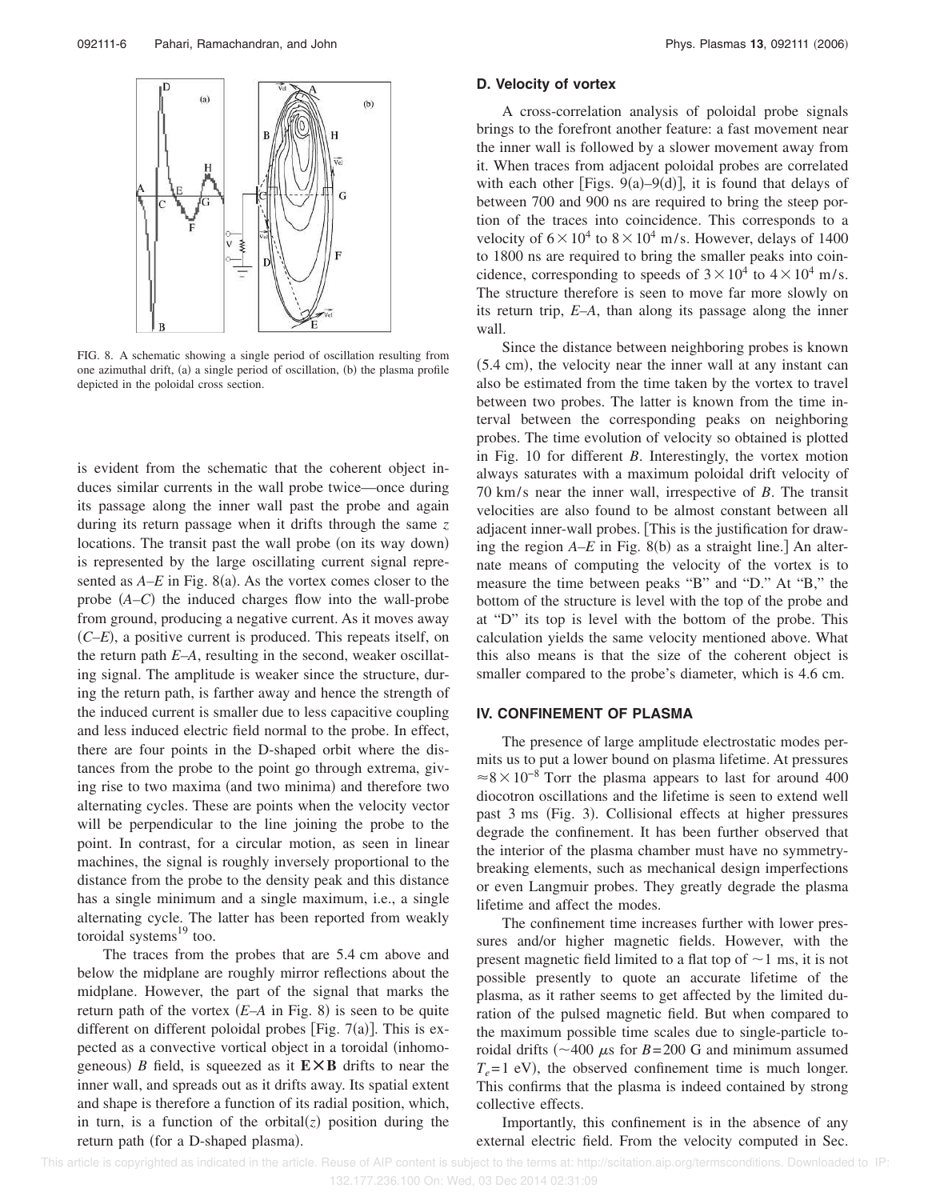FIG. 8. A schematic showing a single period of oscillation resulting from one azimuthal drift, (a) a single period of oscillation, (b) the plasma profile depicted in the poloidal cross section.

is evident from the schematic that the coherent object induces similar currents in the wall probe twice—once during its passage along the inner wall past the probe and again during its return passage when it drifts through the same $z$ locations. The transit past the wall probe (on its way down) is represented by the large oscillating current signal represented as $A$–$E$ in Fig. 8(a). As the vortex comes closer to the probe ($A$–$C$) the induced charges flow into the wall-probe from ground, producing a negative current. As it moves away ($C$–$E$), a positive current is produced. This repeats itself, on the return path $E$–$A$, resulting in the second, weaker oscillating signal. The amplitude is weaker since the structure, during the return path, is farther away and hence the strength of the induced current is smaller due to less capacitive coupling and less induced electric field normal to the probe. In effect, there are four points in the D-shaped orbit where the distances from the probe to the point go through extrema, giving rise to two maxima (and two minima) and therefore two alternating cycles. These are points when the velocity vector will be perpendicular to the line joining the probe to the point. In contrast, for a circular motion, as seen in linear machines, the signal is roughly inversely proportional to the distance from the probe to the density peak and this distance has a single minimum and a single maximum, i.e., a single alternating cycle. The latter has been reported from weakly toroidal systems[19] too.

The traces from the probes that are 5.4 cm above and below the midplane are roughly mirror reflections about the midplane. However, the part of the signal that marks the return path of the vortex ($E$–$A$ in Fig. 8) is seen to be quite different on different poloidal probes [Fig. 7(a)]. This is expected as a convective vortical object in a toroidal (inhomogeneous) $B$ field, is squeezed as it $\mathbf{E}\times\mathbf{B}$ drifts to near the inner wall, and spreads out as it drifts away. Its spatial extent and shape is therefore a function of its radial position, which, in turn, is a function of the orbital($z$) position during the return path (for a D-shaped plasma).

### D. Velocity of vortex

A cross-correlation analysis of poloidal probe signals brings to the forefront another feature: a fast movement near the inner wall is followed by a slower movement away from it. When traces from adjacent poloidal probes are correlated with each other [Figs. 9(a)–9(d)], it is found that delays of between 700 and 900 ns are required to bring the steep portion of the traces into coincidence. This corresponds to a velocity of $6\times10^4$ to $8\times10^4$ m/s. However, delays of 1400 to 1800 ns are required to bring the smaller peaks into coincidence, corresponding to speeds of $3\times10^4$ to $4\times10^4$ m/s. The structure therefore is seen to move far more slowly on its return trip, $E$–$A$, than along its passage along the inner wall.

Since the distance between neighboring probes is known (5.4 cm), the velocity near the inner wall at any instant can also be estimated from the time taken by the vortex to travel between two probes. The latter is known from the time interval between the corresponding peaks on neighboring probes. The time evolution of velocity so obtained is plotted in Fig. 10 for different $B$. Interestingly, the vortex motion always saturates with a maximum poloidal drift velocity of 70 km/s near the inner wall, irrespective of $B$. The transit velocities are also found to be almost constant between all adjacent inner-wall probes. [This is the justification for drawing the region $A$–$E$ in Fig. 8(b) as a straight line.] An alternate means of computing the velocity of the vortex is to measure the time between peaks "B" and "D." At "B," the bottom of the structure is level with the top of the probe and at "D" its top is level with the bottom of the probe. This calculation yields the same velocity mentioned above. What this also means is that the size of the coherent object is smaller compared to the probe's diameter, which is 4.6 cm.

## IV. CONFINEMENT OF PLASMA

The presence of large amplitude electrostatic modes permits us to put a lower bound on plasma lifetime. At pressures $\approx 8\times10^{-8}$ Torr the plasma appears to last for around 400 diocotron oscillations and the lifetime is seen to extend well past 3 ms (Fig. 3). Collisional effects at higher pressures degrade the confinement. It has been further observed that the interior of the plasma chamber must have no symmetry-breaking elements, such as mechanical design imperfections or even Langmuir probes. They greatly degrade the plasma lifetime and affect the modes.

The confinement time increases further with lower pressures and/or higher magnetic fields. However, with the present magnetic field limited to a flat top of $\sim$1 ms, it is not possible presently to quote an accurate lifetime of the plasma, as it rather seems to get affected by the limited duration of the pulsed magnetic field. But when compared to the maximum possible time scales due to single-particle toroidal drifts ($\sim$400 $\mu$s for $B=200$ G and minimum assumed $T_e=1$ eV), the observed confinement time is much longer. This confirms that the plasma is indeed contained by strong collective effects.

Importantly, this confinement is in the absence of any external electric field. From the velocity computed in Sec.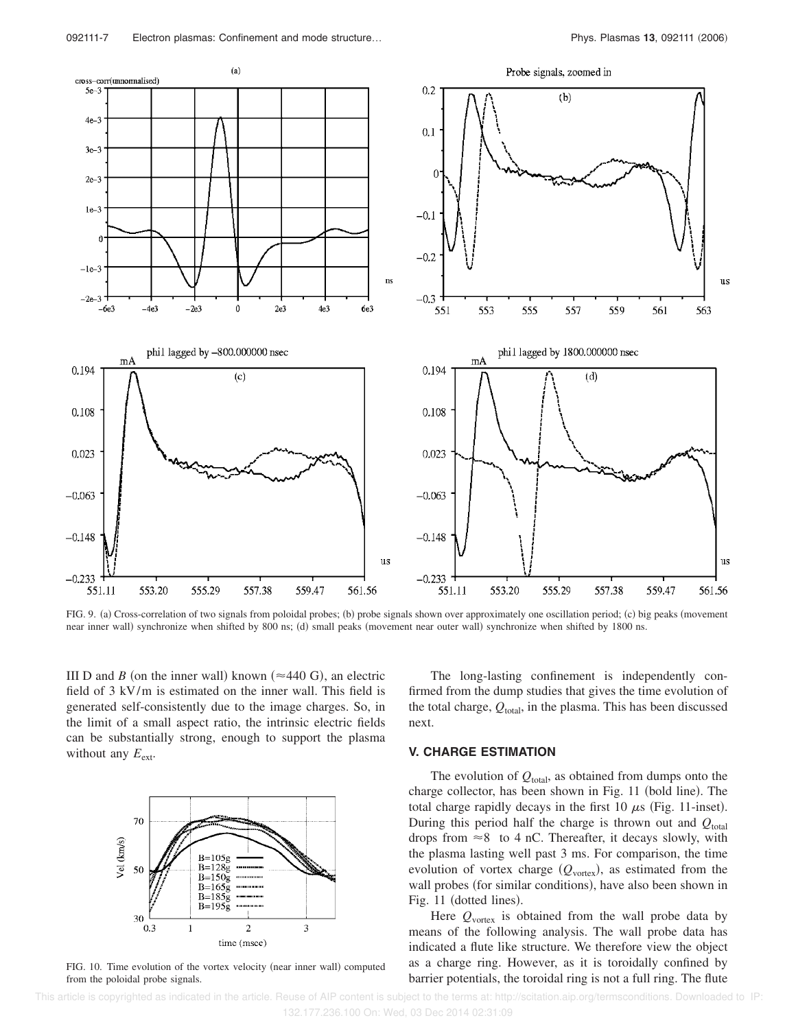FIG. 9. (a) Cross-correlation of two signals from poloidal probes; (b) probe signals shown over approximately one oscillation period; (c) big peaks (movement near inner wall) synchronize when shifted by 800 ns; (d) small peaks (movement near outer wall) synchronize when shifted by 1800 ns.

III D and $B$ (on the inner wall) known ($\approx$440 G), an electric field of 3 kV/m is estimated on the inner wall. This field is generated self-consistently due to the image charges. So, in the limit of a small aspect ratio, the intrinsic electric fields can be substantially strong, enough to support the plasma without any $E_{\text{ext}}$.

FIG. 10. Time evolution of the vortex velocity (near inner wall) computed from the poloidal probe signals.

The long-lasting confinement is independently confirmed from the dump studies that gives the time evolution of the total charge, $Q_{\text{total}}$, in the plasma. This has been discussed next.

## V. CHARGE ESTIMATION

The evolution of $Q_{\text{total}}$, as obtained from dumps onto the charge collector, has been shown in Fig. 11 (bold line). The total charge rapidly decays in the first 10 $\mu$s (Fig. 11-inset). During this period half the charge is thrown out and $Q_{\text{total}}$ drops from $\approx$8 to 4 nC. Thereafter, it decays slowly, with the plasma lasting well past 3 ms. For comparison, the time evolution of vortex charge ($Q_{\text{vortex}}$), as estimated from the wall probes (for similar conditions), have also been shown in Fig. 11 (dotted lines).

Here $Q_{\text{vortex}}$ is obtained from the wall probe data by means of the following analysis. The wall probe data has indicated a flute like structure. We therefore view the object as a charge ring. However, as it is toroidally confined by barrier potentials, the toroidal ring is not a full ring. The flute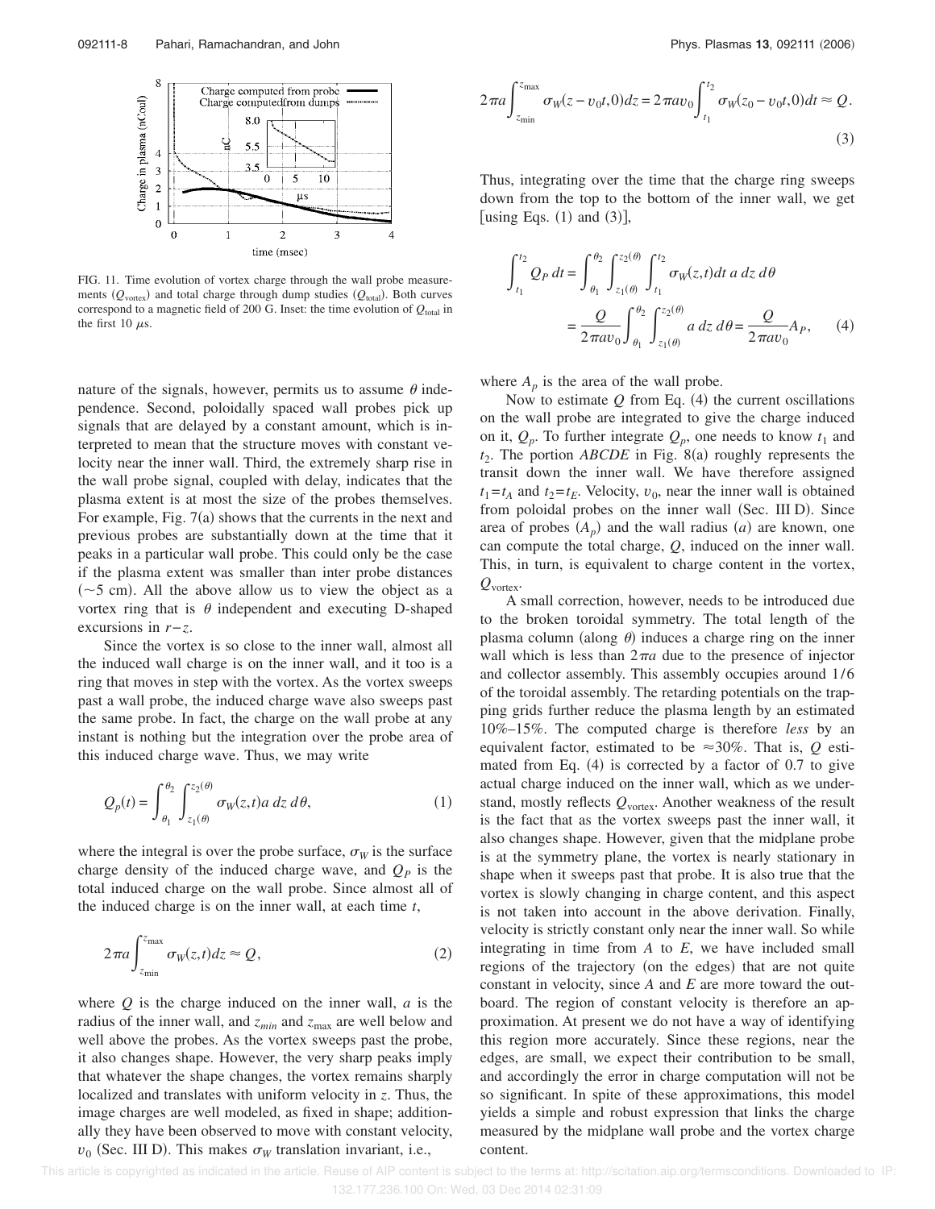FIG. 11. Time evolution of vortex charge through the wall probe measurements ($Q_{\text{vortex}}$) and total charge through dump studies ($Q_{\text{total}}$). Both curves correspond to a magnetic field of 200 G. Inset: the time evolution of $Q_{\text{total}}$ in the first 10 $\mu$s.

nature of the signals, however, permits us to assume $\theta$ independence. Second, poloidally spaced wall probes pick up signals that are delayed by a constant amount, which is interpreted to mean that the structure moves with constant velocity near the inner wall. Third, the extremely sharp rise in the wall probe signal, coupled with delay, indicates that the plasma extent is at most the size of the probes themselves. For example, Fig. 7(a) shows that the currents in the next and previous probes are substantially down at the time that it peaks in a particular wall probe. This could only be the case if the plasma extent was smaller than inter probe distances (~5 cm). All the above allow us to view the object as a vortex ring that is $\theta$ independent and executing D-shaped excursions in $r-z$.

Since the vortex is so close to the inner wall, almost all the induced wall charge is on the inner wall, and it too is a ring that moves in step with the vortex. As the vortex sweeps past a wall probe, the induced charge wave also sweeps past the same probe. In fact, the charge on the wall probe at any instant is nothing but the integration over the probe area of this induced charge wave. Thus, we may write

$$Q_p(t) = \int_{\theta_1}^{\theta_2} \int_{z_1(\theta)}^{z_2(\theta)} \sigma_W(z,t) a \, dz \, d\theta, \tag{1}$$

where the integral is over the probe surface, $\sigma_W$ is the surface charge density of the induced charge wave, and $Q_P$ is the total induced charge on the wall probe. Since almost all of the induced charge is on the inner wall, at each time $t$,

$$2\pi a \int_{z_{\min}}^{z_{\max}} \sigma_W(z,t) dz \approx Q, \tag{2}$$

where $Q$ is the charge induced on the inner wall, $a$ is the radius of the inner wall, and $z_{min}$ and $z_{\max}$ are well below and well above the probes. As the vortex sweeps past the probe, it also changes shape. However, the very sharp peaks imply that whatever the shape changes, the vortex remains sharply localized and translates with uniform velocity in $z$. Thus, the image charges are well modeled, as fixed in shape; additionally they have been observed to move with constant velocity, $v_0$ (Sec. III D). This makes $\sigma_W$ translation invariant, i.e.,

$$2\pi a \int_{z_{\min}}^{z_{\max}} \sigma_W(z - v_0 t, 0) dz = 2\pi a v_0 \int_{t_1}^{t_2} \sigma_W(z_0 - v_0 t, 0) dt \approx Q. \tag{3}$$

Thus, integrating over the time that the charge ring sweeps down from the top to the bottom of the inner wall, we get [using Eqs. (1) and (3)],

$$\int_{t_1}^{t_2} Q_P \, dt = \int_{\theta_1}^{\theta_2} \int_{z_1(\theta)}^{z_2(\theta)} \int_{t_1}^{t_2} \sigma_W(z,t) dt \, a \, dz \, d\theta = \frac{Q}{2\pi a v_0} \int_{\theta_1}^{\theta_2} \int_{z_1(\theta)}^{z_2(\theta)} a \, dz \, d\theta = \frac{Q}{2\pi a v_0} A_P, \tag{4}$$

where $A_p$ is the area of the wall probe.

Now to estimate $Q$ from Eq. (4) the current oscillations on the wall probe are integrated to give the charge induced on it, $Q_p$. To further integrate $Q_p$, one needs to know $t_1$ and $t_2$. The portion *ABCDE* in Fig. 8(a) roughly represents the transit down the inner wall. We have therefore assigned $t_1 = t_A$ and $t_2 = t_E$. Velocity, $v_0$, near the inner wall is obtained from poloidal probes on the inner wall (Sec. III D). Since area of probes ($A_p$) and the wall radius ($a$) are known, one can compute the total charge, $Q$, induced on the inner wall. This, in turn, is equivalent to charge content in the vortex, $Q_{\text{vortex}}$.

A small correction, however, needs to be introduced due to the broken toroidal symmetry. The total length of the plasma column (along $\theta$) induces a charge ring on the inner wall which is less than $2\pi a$ due to the presence of injector and collector assembly. This assembly occupies around 1/6 of the toroidal assembly. The retarding potentials on the trapping grids further reduce the plasma length by an estimated 10%–15%. The computed charge is therefore *less* by an equivalent factor, estimated to be ≈30%. That is, $Q$ estimated from Eq. (4) is corrected by a factor of 0.7 to give actual charge induced on the inner wall, which as we understand, mostly reflects $Q_{\text{vortex}}$. Another weakness of the result is the fact that as the vortex sweeps past the inner wall, it also changes shape. However, given that the midplane probe is at the symmetry plane, the vortex is nearly stationary in shape when it sweeps past that probe. It is also true that the vortex is slowly changing in charge content, and this aspect is not taken into account in the above derivation. Finally, velocity is strictly constant only near the inner wall. So while integrating in time from $A$ to $E$, we have included small regions of the trajectory (on the edges) that are not quite constant in velocity, since $A$ and $E$ are more toward the outboard. The region of constant velocity is therefore an approximation. At present we do not have a way of identifying this region more accurately. Since these regions, near the edges, are small, we expect their contribution to be small, and accordingly the error in charge computation will not be so significant. In spite of these approximations, this model yields a simple and robust expression that links the charge measured by the midplane wall probe and the vortex charge content.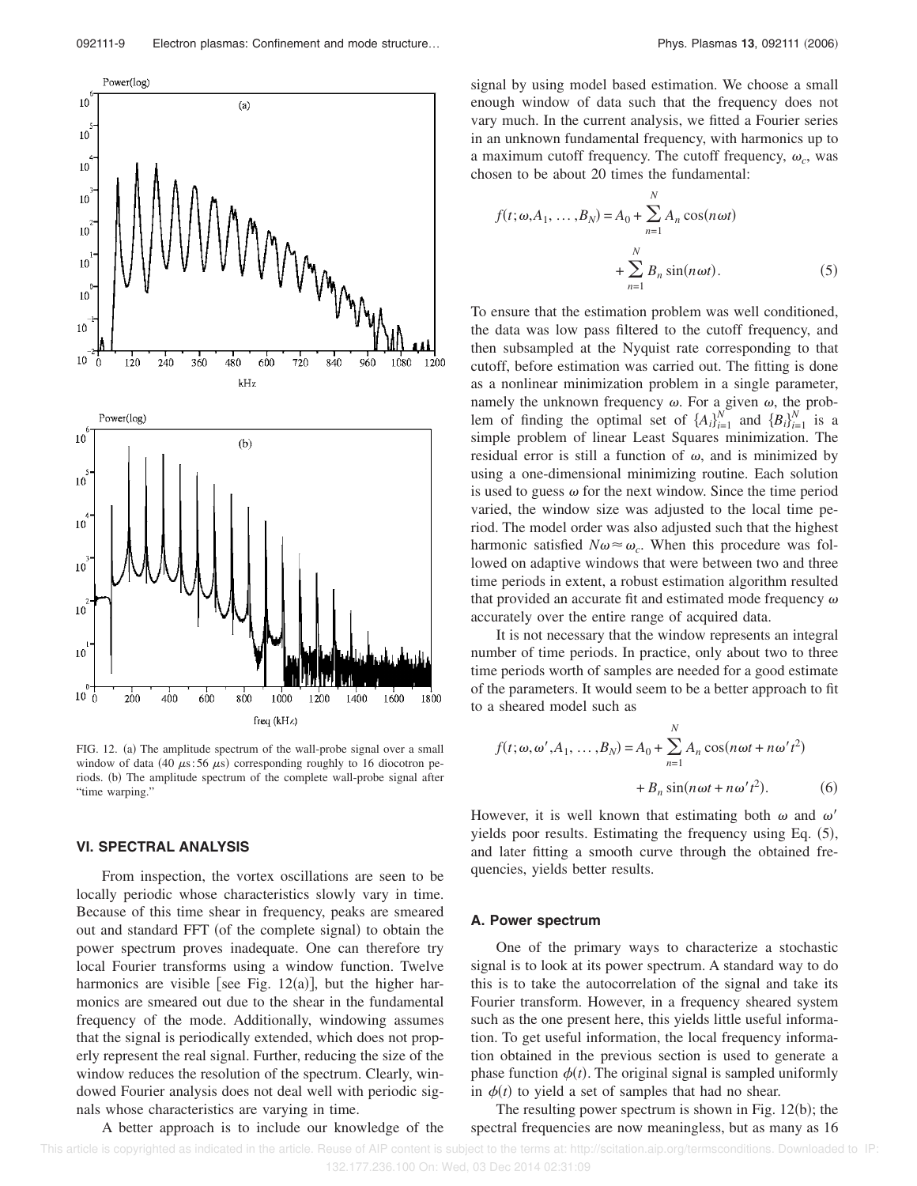FIG. 12. (a) The amplitude spectrum of the wall-probe signal over a small window of data (40 $\mu$s:56 $\mu$s) corresponding roughly to 16 diocotron periods. (b) The amplitude spectrum of the complete wall-probe signal after "time warping."

## VI. SPECTRAL ANALYSIS

From inspection, the vortex oscillations are seen to be locally periodic whose characteristics slowly vary in time. Because of this time shear in frequency, peaks are smeared out and standard FFT (of the complete signal) to obtain the power spectrum proves inadequate. One can therefore try local Fourier transforms using a window function. Twelve harmonics are visible [see Fig. 12(a)], but the higher harmonics are smeared out due to the shear in the fundamental frequency of the mode. Additionally, windowing assumes that the signal is periodically extended, which does not properly represent the real signal. Further, reducing the size of the window reduces the resolution of the spectrum. Clearly, windowed Fourier analysis does not deal well with periodic signals whose characteristics are varying in time.

A better approach is to include our knowledge of the signal by using model based estimation. We choose a small enough window of data such that the frequency does not vary much. In the current analysis, we fitted a Fourier series in an unknown fundamental frequency, with harmonics up to a maximum cutoff frequency. The cutoff frequency, $\omega_c$, was chosen to be about 20 times the fundamental:

$$f(t;\omega,A_1,\ldots,B_N) = A_0 + \sum_{n=1}^{N} A_n \cos(n\omega t) + \sum_{n=1}^{N} B_n \sin(n\omega t). \quad (5)$$

To ensure that the estimation problem was well conditioned, the data was low pass filtered to the cutoff frequency, and then subsampled at the Nyquist rate corresponding to that cutoff, before estimation was carried out. The fitting is done as a nonlinear minimization problem in a single parameter, namely the unknown frequency $\omega$. For a given $\omega$, the problem of finding the optimal set of $\{A_i\}_{i=1}^{N}$ and $\{B_i\}_{i=1}^{N}$ is a simple problem of linear Least Squares minimization. The residual error is still a function of $\omega$, and is minimized by using a one-dimensional minimizing routine. Each solution is used to guess $\omega$ for the next window. Since the time period varied, the window size was adjusted to the local time period. The model order was also adjusted such that the highest harmonic satisfied $N\omega \approx \omega_c$. When this procedure was followed on adaptive windows that were between two and three time periods in extent, a robust estimation algorithm resulted that provided an accurate fit and estimated mode frequency $\omega$ accurately over the entire range of acquired data.

It is not necessary that the window represents an integral number of time periods. In practice, only about two to three time periods worth of samples are needed for a good estimate of the parameters. It would seem to be a better approach to fit to a sheared model such as

$$f(t;\omega,\omega',A_1,\ldots,B_N) = A_0 + \sum_{n=1}^{N} A_n \cos(n\omega t + n\omega' t^2) + B_n \sin(n\omega t + n\omega' t^2). \quad (6)$$

However, it is well known that estimating both $\omega$ and $\omega'$ yields poor results. Estimating the frequency using Eq. (5), and later fitting a smooth curve through the obtained frequencies, yields better results.

### A. Power spectrum

One of the primary ways to characterize a stochastic signal is to look at its power spectrum. A standard way to do this is to take the autocorrelation of the signal and take its Fourier transform. However, in a frequency sheared system such as the one present here, this yields little useful information. To get useful information, the local frequency information obtained in the previous section is used to generate a phase function $\phi(t)$. The original signal is sampled uniformly in $\phi(t)$ to yield a set of samples that had no shear.

The resulting power spectrum is shown in Fig. 12(b); the spectral frequencies are now meaningless, but as many as 16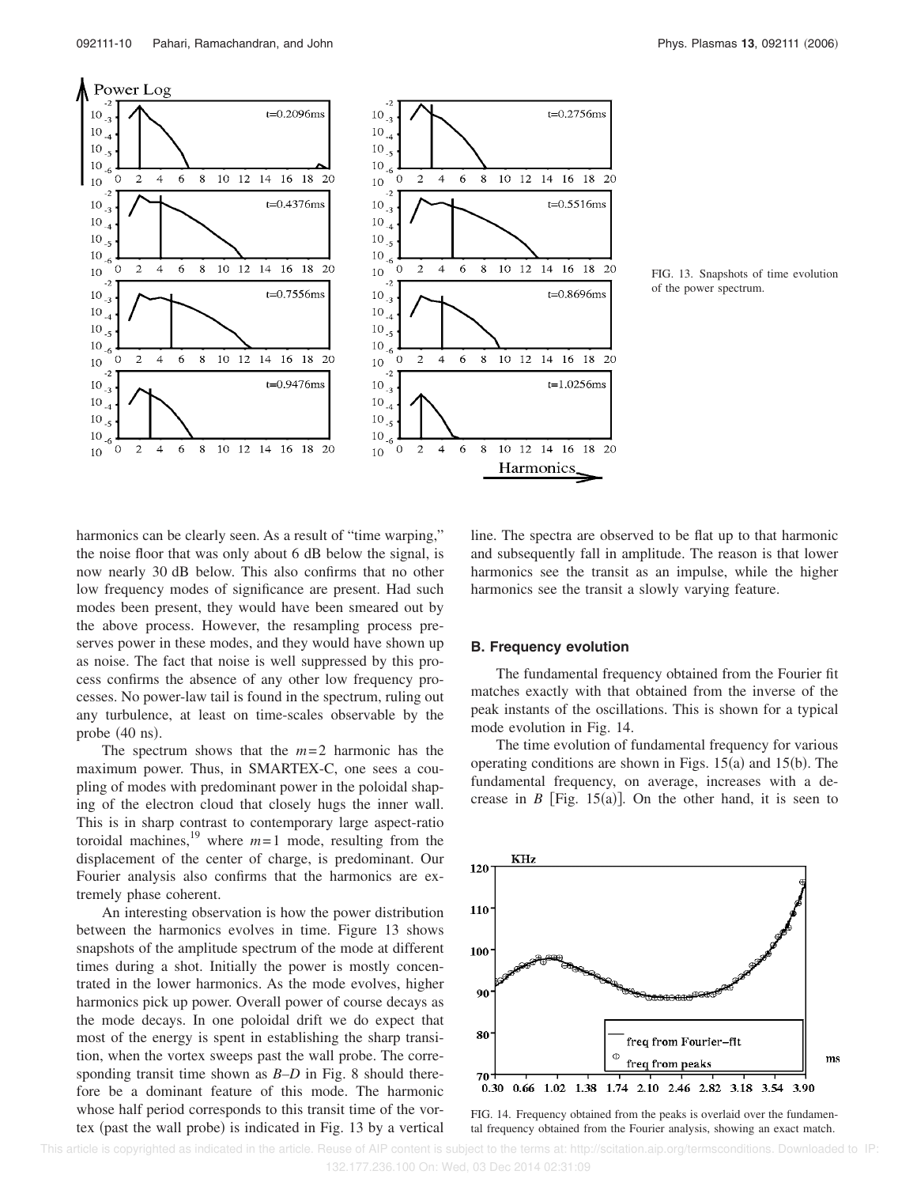FIG. 13. Snapshots of time evolution of the power spectrum.

harmonics can be clearly seen. As a result of "time warping," the noise floor that was only about 6 dB below the signal, is now nearly 30 dB below. This also confirms that no other low frequency modes of significance are present. Had such modes been present, they would have been smeared out by the above process. However, the resampling process preserves power in these modes, and they would have shown up as noise. The fact that noise is well suppressed by this process confirms the absence of any other low frequency processes. No power-law tail is found in the spectrum, ruling out any turbulence, at least on time-scales observable by the probe (40 ns).

The spectrum shows that the $m=2$ harmonic has the maximum power. Thus, in SMARTEX-C, one sees a coupling of modes with predominant power in the poloidal shaping of the electron cloud that closely hugs the inner wall. This is in sharp contrast to contemporary large aspect-ratio toroidal machines,[19] where $m=1$ mode, resulting from the displacement of the center of charge, is predominant. Our Fourier analysis also confirms that the harmonics are extremely phase coherent.

An interesting observation is how the power distribution between the harmonics evolves in time. Figure 13 shows snapshots of the amplitude spectrum of the mode at different times during a shot. Initially the power is mostly concentrated in the lower harmonics. As the mode evolves, higher harmonics pick up power. Overall power of course decays as the mode decays. In one poloidal drift we do expect that most of the energy is spent in establishing the sharp transition, when the vortex sweeps past the wall probe. The corresponding transit time shown as $B$–$D$ in Fig. 8 should therefore be a dominant feature of this mode. The harmonic whose half period corresponds to this transit time of the vortex (past the wall probe) is indicated in Fig. 13 by a vertical line. The spectra are observed to be flat up to that harmonic and subsequently fall in amplitude. The reason is that lower harmonics see the transit as an impulse, while the higher harmonics see the transit a slowly varying feature.

### B. Frequency evolution

The fundamental frequency obtained from the Fourier fit matches exactly with that obtained from the inverse of the peak instants of the oscillations. This is shown for a typical mode evolution in Fig. 14.

The time evolution of fundamental frequency for various operating conditions are shown in Figs. 15(a) and 15(b). The fundamental frequency, on average, increases with a decrease in $B$ [Fig. 15(a)]. On the other hand, it is seen to

FIG. 14. Frequency obtained from the peaks is overlaid over the fundamental frequency obtained from the Fourier analysis, showing an exact match.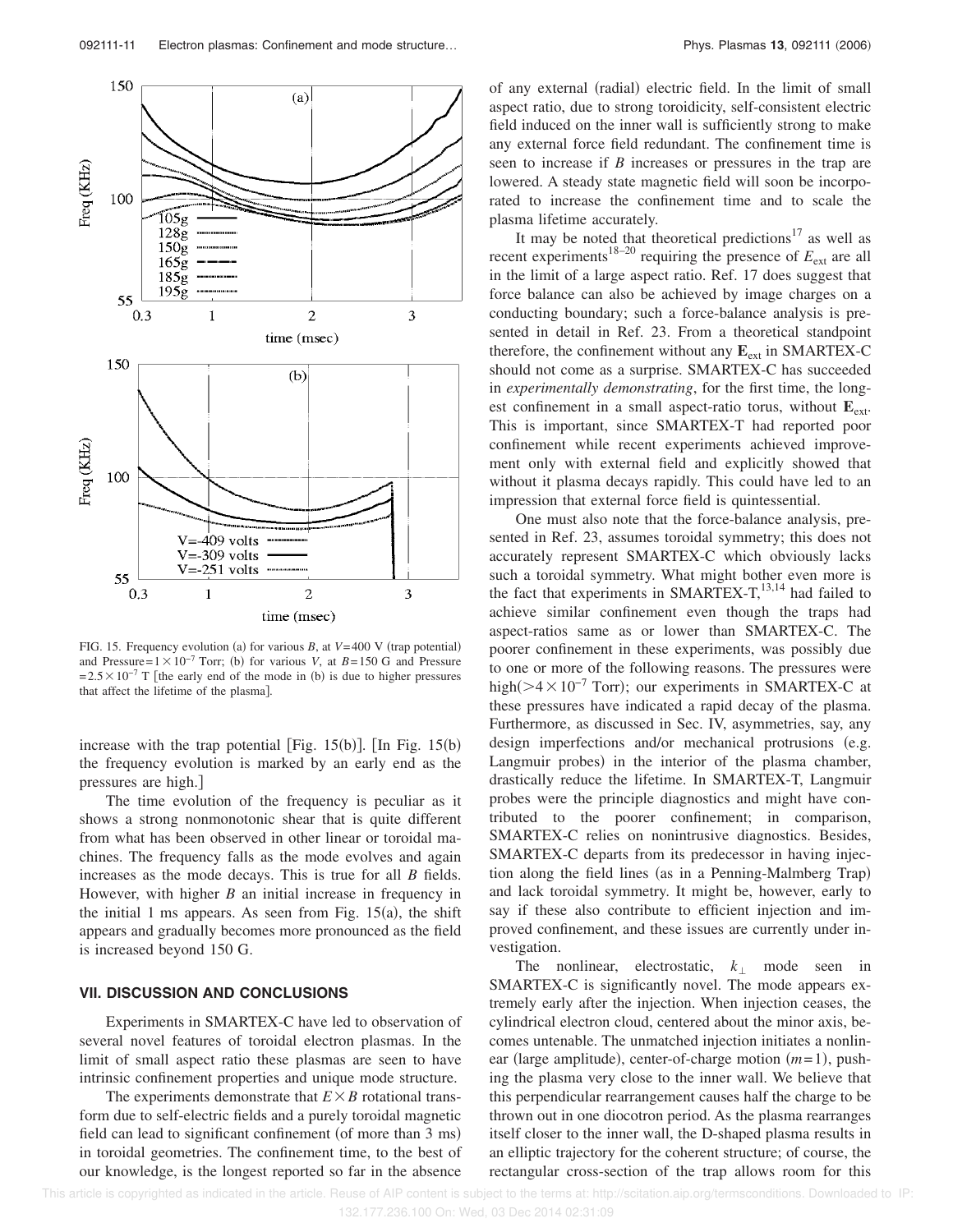FIG. 15. Frequency evolution (a) for various $B$, at $V$=400 V (trap potential) and Pressure=$1\times10^{-7}$ Torr; (b) for various $V$, at $B$=150 G and Pressure =$2.5\times10^{-7}$ T [the early end of the mode in (b) is due to higher pressures that affect the lifetime of the plasma].

increase with the trap potential [Fig. 15(b)]. [In Fig. 15(b) the frequency evolution is marked by an early end as the pressures are high.]

The time evolution of the frequency is peculiar as it shows a strong nonmonotonic shear that is quite different from what has been observed in other linear or toroidal machines. The frequency falls as the mode evolves and again increases as the mode decays. This is true for all $B$ fields. However, with higher $B$ an initial increase in frequency in the initial 1 ms appears. As seen from Fig. 15(a), the shift appears and gradually becomes more pronounced as the field is increased beyond 150 G.

## VII. DISCUSSION AND CONCLUSIONS

Experiments in SMARTEX-C have led to observation of several novel features of toroidal electron plasmas. In the limit of small aspect ratio these plasmas are seen to have intrinsic confinement properties and unique mode structure.

The experiments demonstrate that $E\times B$ rotational transform due to self-electric fields and a purely toroidal magnetic field can lead to significant confinement (of more than 3 ms) in toroidal geometries. The confinement time, to the best of our knowledge, is the longest reported so far in the absence of any external (radial) electric field. In the limit of small aspect ratio, due to strong toroidicity, self-consistent electric field induced on the inner wall is sufficiently strong to make any external force field redundant. The confinement time is seen to increase if $B$ increases or pressures in the trap are lowered. A steady state magnetic field will soon be incorporated to increase the confinement time and to scale the plasma lifetime accurately.

It may be noted that theoretical predictions[17] as well as recent experiments[18–20] requiring the presence of $E_{\rm ext}$ are all in the limit of a large aspect ratio. Ref. 17 does suggest that force balance can also be achieved by image charges on a conducting boundary; such a force-balance analysis is presented in detail in Ref. 23. From a theoretical standpoint therefore, the confinement without any $\mathbf{E}_{\rm ext}$ in SMARTEX-C should not come as a surprise. SMARTEX-C has succeeded in *experimentally demonstrating*, for the first time, the longest confinement in a small aspect-ratio torus, without $\mathbf{E}_{\rm ext}$. This is important, since SMARTEX-T had reported poor confinement while recent experiments achieved improvement only with external field and explicitly showed that without it plasma decays rapidly. This could have led to an impression that external force field is quintessential.

One must also note that the force-balance analysis, presented in Ref. 23, assumes toroidal symmetry; this does not accurately represent SMARTEX-C which obviously lacks such a toroidal symmetry. What might bother even more is the fact that experiments in SMARTEX-T,[13,14] had failed to achieve similar confinement even though the traps had aspect-ratios same as or lower than SMARTEX-C. The poorer confinement in these experiments, was possibly due to one or more of the following reasons. The pressures were high($>4\times10^{-7}$ Torr); our experiments in SMARTEX-C at these pressures have indicated a rapid decay of the plasma. Furthermore, as discussed in Sec. IV, asymmetries, say, any design imperfections and/or mechanical protrusions (e.g. Langmuir probes) in the interior of the plasma chamber, drastically reduce the lifetime. In SMARTEX-T, Langmuir probes were the principle diagnostics and might have contributed to the poorer confinement; in comparison, SMARTEX-C relies on nonintrusive diagnostics. Besides, SMARTEX-C departs from its predecessor in having injection along the field lines (as in a Penning-Malmberg Trap) and lack toroidal symmetry. It might be, however, early to say if these also contribute to efficient injection and improved confinement, and these issues are currently under investigation.

The nonlinear, electrostatic, $k_\perp$ mode seen in SMARTEX-C is significantly novel. The mode appears extremely early after the injection. When injection ceases, the cylindrical electron cloud, centered about the minor axis, becomes untenable. The unmatched injection initiates a nonlinear (large amplitude), center-of-charge motion ($m$=1), pushing the plasma very close to the inner wall. We believe that this perpendicular rearrangement causes half the charge to be thrown out in one diocotron period. As the plasma rearranges itself closer to the inner wall, the D-shaped plasma results in an elliptic trajectory for the coherent structure; of course, the rectangular cross-section of the trap allows room for this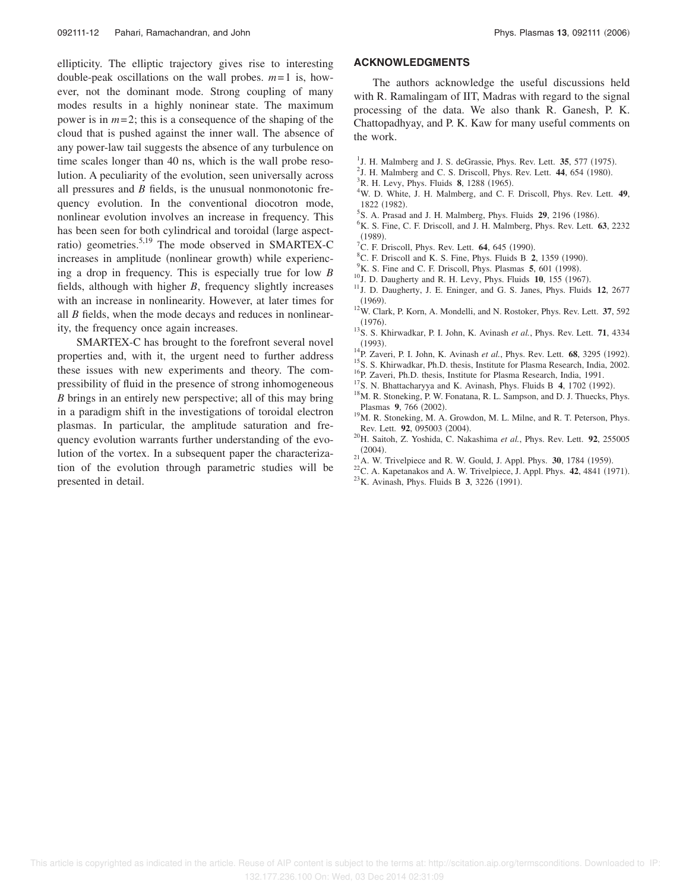ellipticity. The elliptic trajectory gives rise to interesting double-peak oscillations on the wall probes. $m=1$ is, however, not the dominant mode. Strong coupling of many modes results in a highly noninear state. The maximum power is in $m=2$; this is a consequence of the shaping of the cloud that is pushed against the inner wall. The absence of any power-law tail suggests the absence of any turbulence on time scales longer than 40 ns, which is the wall probe resolution. A peculiarity of the evolution, seen universally across all pressures and $B$ fields, is the unusual nonmonotonic frequency evolution. In the conventional diocotron mode, nonlinear evolution involves an increase in frequency. This has been seen for both cylindrical and toroidal (large aspect-ratio) geometries.[5,19] The mode observed in SMARTEX-C increases in amplitude (nonlinear growth) while experiencing a drop in frequency. This is especially true for low $B$ fields, although with higher $B$, frequency slightly increases with an increase in nonlinearity. However, at later times for all $B$ fields, when the mode decays and reduces in nonlinearity, the frequency once again increases.

SMARTEX-C has brought to the forefront several novel properties and, with it, the urgent need to further address these issues with new experiments and theory. The compressibility of fluid in the presence of strong inhomogeneous $B$ brings in an entirely new perspective; all of this may bring in a paradigm shift in the investigations of toroidal electron plasmas. In particular, the amplitude saturation and frequency evolution warrants further understanding of the evolution of the vortex. In a subsequent paper the characterization of the evolution through parametric studies will be presented in detail.

## ACKNOWLEDGMENTS

The authors acknowledge the useful discussions held with R. Ramalingam of IIT, Madras with regard to the signal processing of the data. We also thank R. Ganesh, P. K. Chattopadhyay, and P. K. Kaw for many useful comments on the work.

[1] J. H. Malmberg and J. S. deGrassie, Phys. Rev. Lett. **35**, 577 (1975).
[2] J. H. Malmberg and C. S. Driscoll, Phys. Rev. Lett. **44**, 654 (1980).
[3] R. H. Levy, Phys. Fluids **8**, 1288 (1965).
[4] W. D. White, J. H. Malmberg, and C. F. Driscoll, Phys. Rev. Lett. **49**, 1822 (1982).
[5] S. A. Prasad and J. H. Malmberg, Phys. Fluids **29**, 2196 (1986).
[6] K. S. Fine, C. F. Driscoll, and J. H. Malmberg, Phys. Rev. Lett. **63**, 2232 (1989).
[7] C. F. Driscoll, Phys. Rev. Lett. **64**, 645 (1990).
[8] C. F. Driscoll and K. S. Fine, Phys. Fluids B **2**, 1359 (1990).
[9] K. S. Fine and C. F. Driscoll, Phys. Plasmas **5**, 601 (1998).
[10] J. D. Daugherty and R. H. Levy, Phys. Fluids **10**, 155 (1967).
[11] J. D. Daugherty, J. E. Eninger, and G. S. Janes, Phys. Fluids **12**, 2677 (1969).
[12] W. Clark, P. Korn, A. Mondelli, and N. Rostoker, Phys. Rev. Lett. **37**, 592 (1976).
[13] S. S. Khirwadkar, P. I. John, K. Avinash *et al.*, Phys. Rev. Lett. **71**, 4334 (1993).
[14] P. Zaveri, P. I. John, K. Avinash *et al.*, Phys. Rev. Lett. **68**, 3295 (1992).
[15] S. S. Khirwadkar, Ph.D. thesis, Institute for Plasma Research, India, 2002.
[16] P. Zaveri, Ph.D. thesis, Institute for Plasma Research, India, 1991.
[17] S. N. Bhattacharyya and K. Avinash, Phys. Fluids B **4**, 1702 (1992).
[18] M. R. Stoneking, P. W. Fonatana, R. L. Sampson, and D. J. Thuecks, Phys. Plasmas **9**, 766 (2002).
[19] M. R. Stoneking, M. A. Growdon, M. L. Milne, and R. T. Peterson, Phys. Rev. Lett. **92**, 095003 (2004).
[20] H. Saitoh, Z. Yoshida, C. Nakashima *et al.*, Phys. Rev. Lett. **92**, 255005 (2004).
[21] A. W. Trivelpiece and R. W. Gould, J. Appl. Phys. **30**, 1784 (1959).
[22] C. A. Kapetanakos and A. W. Trivelpiece, J. Appl. Phys. **42**, 4841 (1971).
[23] K. Avinash, Phys. Fluids B **3**, 3226 (1991).